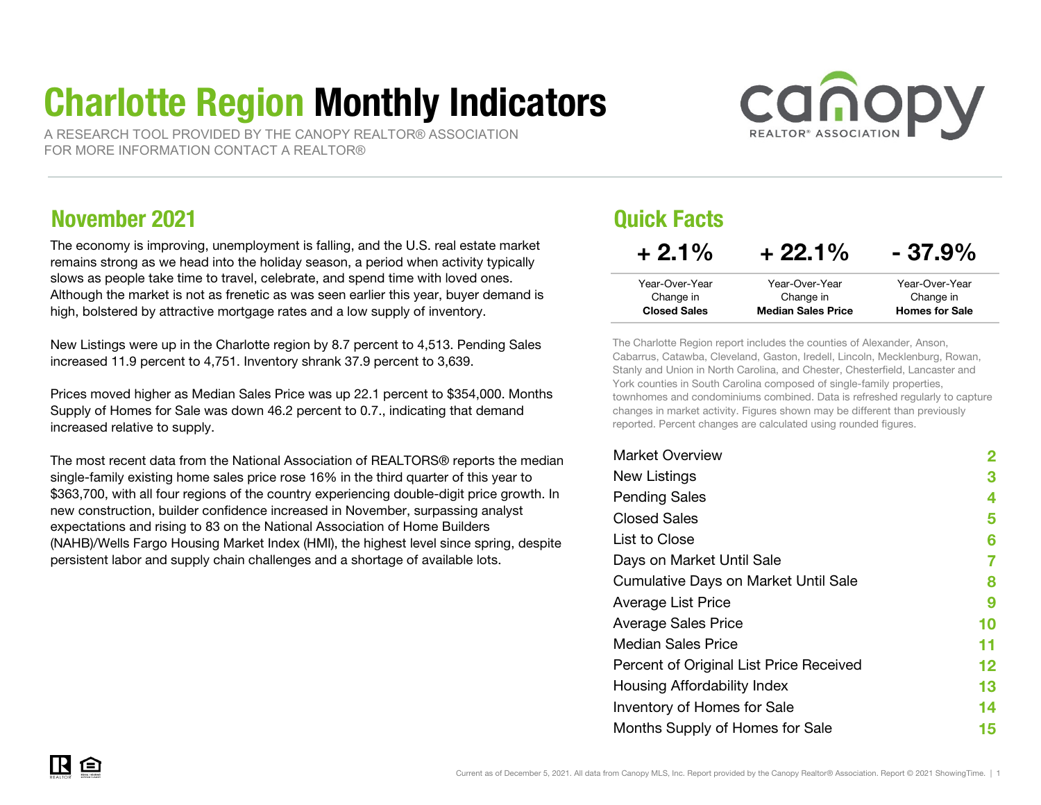# Charlotte Region Monthly Indicators

A RESEARCH TOOL PROVIDED BY THE CANOPY REALTOR® ASSOCIATION
FOR MORE INFORMATION CONTACT A REALTOR®

## November 2021

The economy is improving, unemployment is falling, and the U.S. real estate market remains strong as we head into the holiday season, a period when activity typically slows as people take time to travel, celebrate, and spend time with loved ones. Although the market is not as frenetic as was seen earlier this year, buyer demand is high, bolstered by attractive mortgage rates and a low supply of inventory.

New Listings were up in the Charlotte region by 8.7 percent to 4,513. Pending Sales increased 11.9 percent to 4,751. Inventory shrank 37.9 percent to 3,639.

Prices moved higher as Median Sales Price was up 22.1 percent to $354,000. Months Supply of Homes for Sale was down 46.2 percent to 0.7., indicating that demand increased relative to supply.

The most recent data from the National Association of REALTORS® reports the median single-family existing home sales price rose 16% in the third quarter of this year to $363,700, with all four regions of the country experiencing double-digit price growth. In new construction, builder confidence increased in November, surpassing analyst expectations and rising to 83 on the National Association of Home Builders (NAHB)/Wells Fargo Housing Market Index (HMI), the highest level since spring, despite persistent labor and supply chain challenges and a shortage of available lots.

## Quick Facts

| + 2.1% | + 22.1% | - 37.9% |
|---|---|---|
| Year-Over-Year Change in **Closed Sales** | Year-Over-Year Change in **Median Sales Price** | Year-Over-Year Change in **Homes for Sale** |

The Charlotte Region report includes the counties of Alexander, Anson, Cabarrus, Catawba, Cleveland, Gaston, Iredell, Lincoln, Mecklenburg, Rowan, Stanly and Union in North Carolina, and Chester, Chesterfield, Lancaster and York counties in South Carolina composed of single-family properties, townhomes and condominiums combined. Data is refreshed regularly to capture changes in market activity. Figures shown may be different than previously reported. Percent changes are calculated using rounded figures.

| | |
|---|---|
| Market Overview | 2 |
| New Listings | 3 |
| Pending Sales | 4 |
| Closed Sales | 5 |
| List to Close | 6 |
| Days on Market Until Sale | 7 |
| Cumulative Days on Market Until Sale | 8 |
| Average List Price | 9 |
| Average Sales Price | 10 |
| Median Sales Price | 11 |
| Percent of Original List Price Received | 12 |
| Housing Affordability Index | 13 |
| Inventory of Homes for Sale | 14 |
| Months Supply of Homes for Sale | 15 |

Current as of December 5, 2021. All data from Canopy MLS, Inc. Report provided by the Canopy Realtor® Association. Report © 2021 ShowingTime.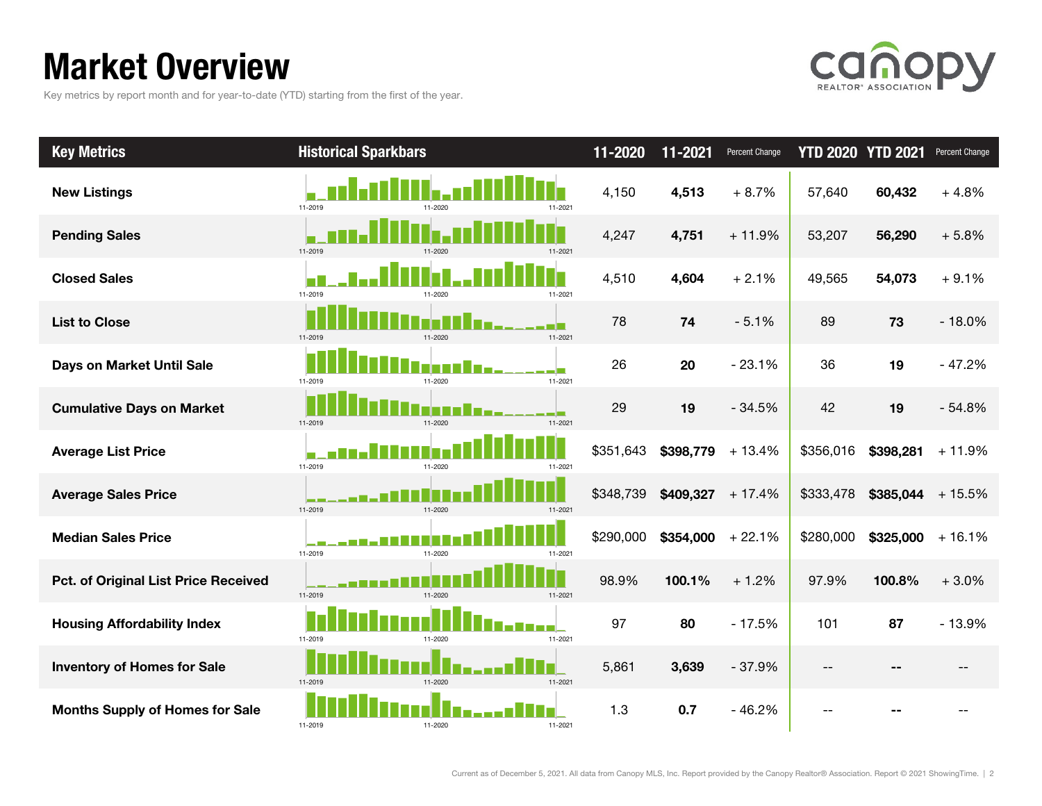# Market Overview

Key metrics by report month and for year-to-date (YTD) starting from the first of the year.

| Key Metrics | Historical Sparkbars | 11-2020 | 11-2021 | Percent Change | YTD 2020 | YTD 2021 | Percent Change |
|---|---|---|---|---|---|---|---|
| New Listings | 11-2019 11-2020 11-2021 | 4,150 | **4,513** | + 8.7% | 57,640 | **60,432** | + 4.8% |
| Pending Sales | 11-2019 11-2020 11-2021 | 4,247 | **4,751** | + 11.9% | 53,207 | **56,290** | + 5.8% |
| Closed Sales | 11-2019 11-2020 11-2021 | 4,510 | **4,604** | + 2.1% | 49,565 | **54,073** | + 9.1% |
| List to Close | 11-2019 11-2020 11-2021 | 78 | **74** | - 5.1% | 89 | **73** | - 18.0% |
| Days on Market Until Sale | 11-2019 11-2020 11-2021 | 26 | **20** | - 23.1% | 36 | **19** | - 47.2% |
| Cumulative Days on Market | 11-2019 11-2020 11-2021 | 29 | **19** | - 34.5% | 42 | **19** | - 54.8% |
| Average List Price | 11-2019 11-2020 11-2021 | $351,643 | **$398,779** | + 13.4% | $356,016 | **$398,281** | + 11.9% |
| Average Sales Price | 11-2019 11-2020 11-2021 | $348,739 | **$409,327** | + 17.4% | $333,478 | **$385,044** | + 15.5% |
| Median Sales Price | 11-2019 11-2020 11-2021 | $290,000 | **$354,000** | + 22.1% | $280,000 | **$325,000** | + 16.1% |
| Pct. of Original List Price Received | 11-2019 11-2020 11-2021 | 98.9% | **100.1%** | + 1.2% | 97.9% | **100.8%** | + 3.0% |
| Housing Affordability Index | 11-2019 11-2020 11-2021 | 97 | **80** | - 17.5% | 101 | **87** | - 13.9% |
| Inventory of Homes for Sale | 11-2019 11-2020 11-2021 | 5,861 | **3,639** | - 37.9% | -- | **--** | -- |
| Months Supply of Homes for Sale | 11-2019 11-2020 11-2021 | 1.3 | **0.7** | - 46.2% | -- | **--** | -- |

Current as of December 5, 2021. All data from Canopy MLS, Inc. Report provided by the Canopy Realtor® Association. Report © 2021 ShowingTime.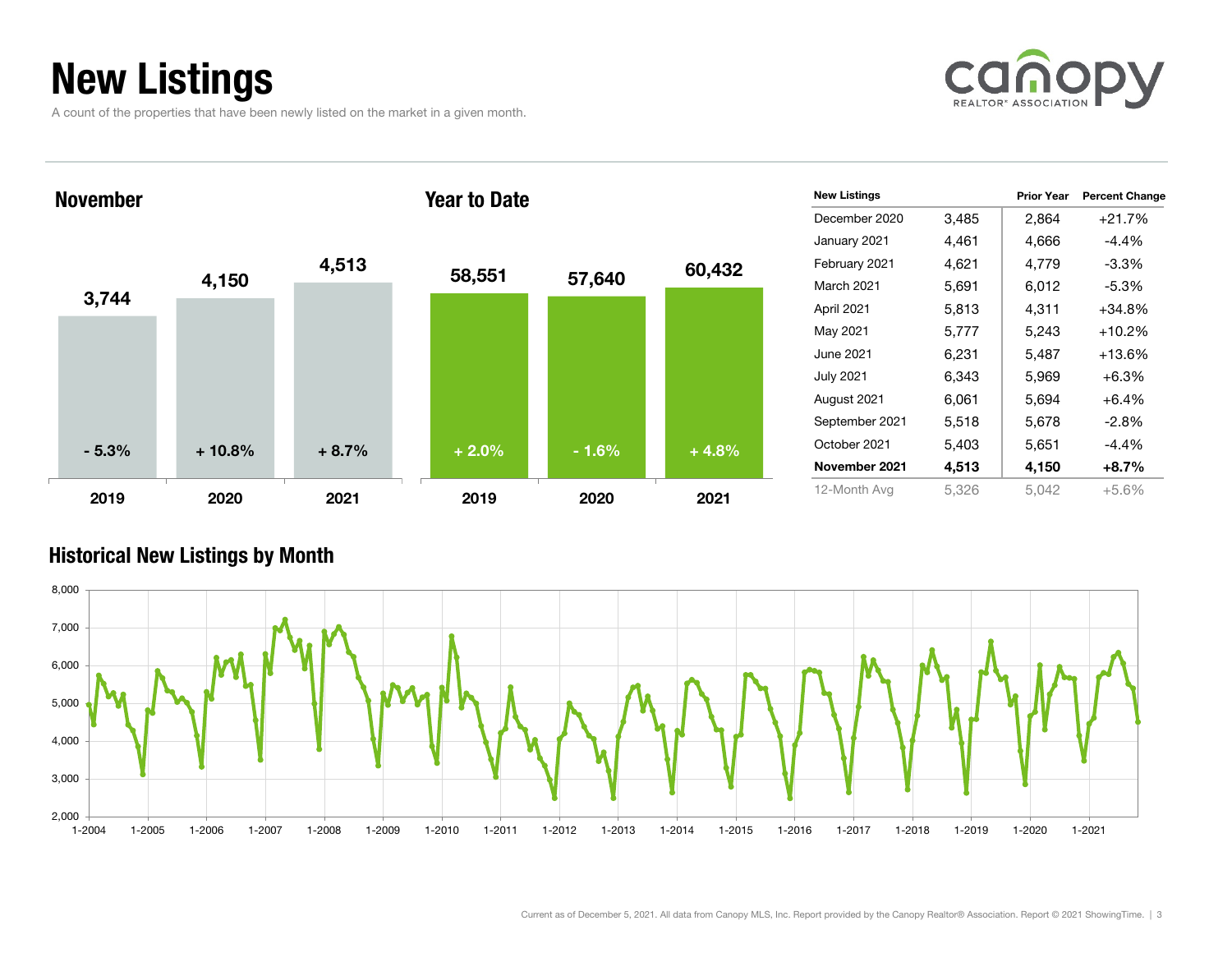# New Listings

A count of the properties that have been newly listed on the market in a given month.

## November

| Year | New Listings | Percent Change |
|---|---|---|
| 2019 | 3,744 | - 5.3% |
| 2020 | 4,150 | + 10.8% |
| 2021 | 4,513 | + 8.7% |

## Year to Date

| Year | New Listings | Percent Change |
|---|---|---|
| 2019 | 58,551 | + 2.0% |
| 2020 | 57,640 | - 1.6% |
| 2021 | 60,432 | + 4.8% |

| New Listings | | Prior Year | Percent Change |
|---|---|---|---|
| December 2020 | 3,485 | 2,864 | +21.7% |
| January 2021 | 4,461 | 4,666 | -4.4% |
| February 2021 | 4,621 | 4,779 | -3.3% |
| March 2021 | 5,691 | 6,012 | -5.3% |
| April 2021 | 5,813 | 4,311 | +34.8% |
| May 2021 | 5,777 | 5,243 | +10.2% |
| June 2021 | 6,231 | 5,487 | +13.6% |
| July 2021 | 6,343 | 5,969 | +6.3% |
| August 2021 | 6,061 | 5,694 | +6.4% |
| September 2021 | 5,518 | 5,678 | -2.8% |
| October 2021 | 5,403 | 5,651 | -4.4% |
| **November 2021** | **4,513** | **4,150** | **+8.7%** |
| 12-Month Avg | 5,326 | 5,042 | +5.6% |

## Historical New Listings by Month

Current as of December 5, 2021. All data from Canopy MLS, Inc. Report provided by the Canopy Realtor® Association. Report © 2021 ShowingTime.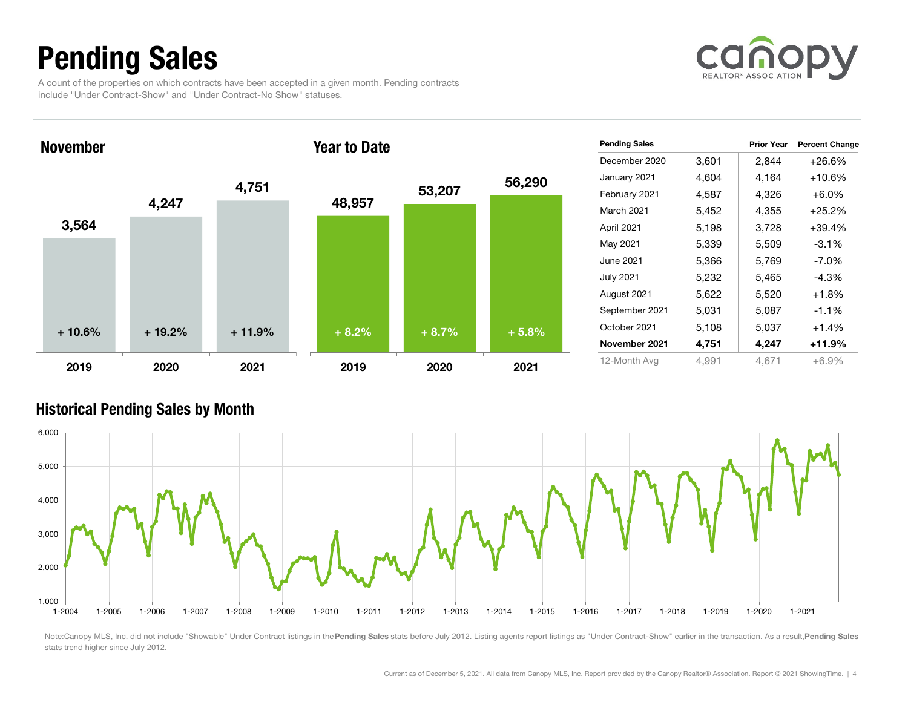# Pending Sales

A count of the properties on which contracts have been accepted in a given month. Pending contracts include "Under Contract-Show" and "Under Contract-No Show" statuses.

## November

| | 2019 | 2020 | 2021 |
|---|---|---|---|
| Pending Sales | 3,564 | 4,247 | 4,751 |
| Change | + 10.6% | + 19.2% | + 11.9% |

## Year to Date

| | 2019 | 2020 | 2021 |
|---|---|---|---|
| Pending Sales | 48,957 | 53,207 | 56,290 |
| Change | + 8.2% | + 8.7% | + 5.8% |

| Pending Sales | | Prior Year | Percent Change |
|---|---|---|---|
| December 2020 | 3,601 | 2,844 | +26.6% |
| January 2021 | 4,604 | 4,164 | +10.6% |
| February 2021 | 4,587 | 4,326 | +6.0% |
| March 2021 | 5,452 | 4,355 | +25.2% |
| April 2021 | 5,198 | 3,728 | +39.4% |
| May 2021 | 5,339 | 5,509 | -3.1% |
| June 2021 | 5,366 | 5,769 | -7.0% |
| July 2021 | 5,232 | 5,465 | -4.3% |
| August 2021 | 5,622 | 5,520 | +1.8% |
| September 2021 | 5,031 | 5,087 | -1.1% |
| October 2021 | 5,108 | 5,037 | +1.4% |
| **November 2021** | **4,751** | **4,247** | **+11.9%** |
| 12-Month Avg | 4,991 | 4,671 | +6.9% |

## Historical Pending Sales by Month

Note: Canopy MLS, Inc. did not include "Showable" Under Contract listings in the **Pending Sales** stats before July 2012. Listing agents report listings as "Under Contract-Show" earlier in the transaction. As a result, **Pending Sales** stats trend higher since July 2012.

Current as of December 5, 2021. All data from Canopy MLS, Inc. Report provided by the Canopy Realtor® Association. Report © 2021 ShowingTime.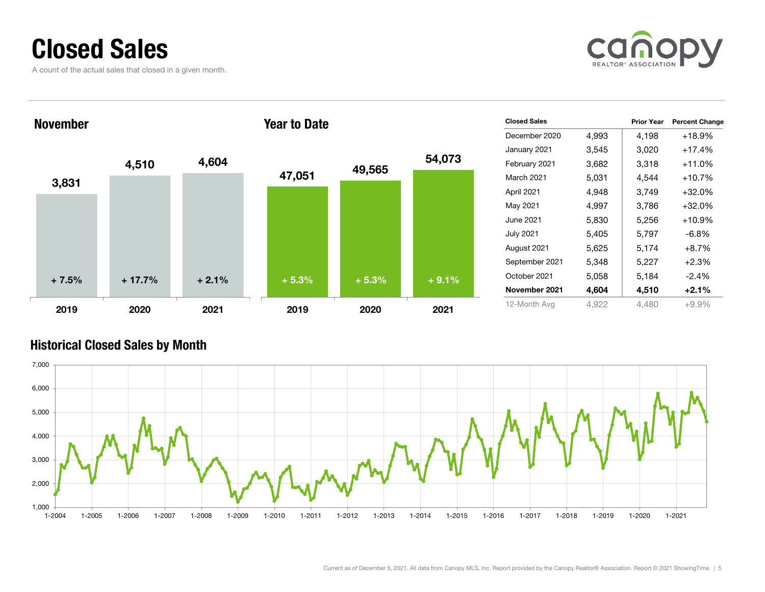# Closed Sales

A count of the actual sales that closed in a given month.

## November

| | 2019 | 2020 | 2021 |
|---|---|---|---|
| Closed Sales | 3,831 | 4,510 | 4,604 |
| Change | + 7.5% | + 17.7% | + 2.1% |

## Year to Date

| | 2019 | 2020 | 2021 |
|---|---|---|---|
| Closed Sales | 47,051 | 49,565 | 54,073 |
| Change | + 5.3% | + 5.3% | + 9.1% |

| Closed Sales | | Prior Year | Percent Change |
|---|---|---|---|
| December 2020 | 4,993 | 4,198 | +18.9% |
| January 2021 | 3,545 | 3,020 | +17.4% |
| February 2021 | 3,682 | 3,318 | +11.0% |
| March 2021 | 5,031 | 4,544 | +10.7% |
| April 2021 | 4,948 | 3,749 | +32.0% |
| May 2021 | 4,997 | 3,786 | +32.0% |
| June 2021 | 5,830 | 5,256 | +10.9% |
| July 2021 | 5,405 | 5,797 | -6.8% |
| August 2021 | 5,625 | 5,174 | +8.7% |
| September 2021 | 5,348 | 5,227 | +2.3% |
| October 2021 | 5,058 | 5,184 | -2.4% |
| **November 2021** | **4,604** | **4,510** | **+2.1%** |
| 12-Month Avg | 4,922 | 4,480 | +9.9% |

## Historical Closed Sales by Month

Current as of December 5, 2021. All data from Canopy MLS, Inc. Report provided by the Canopy Realtor® Association. Report © 2021 ShowingTime.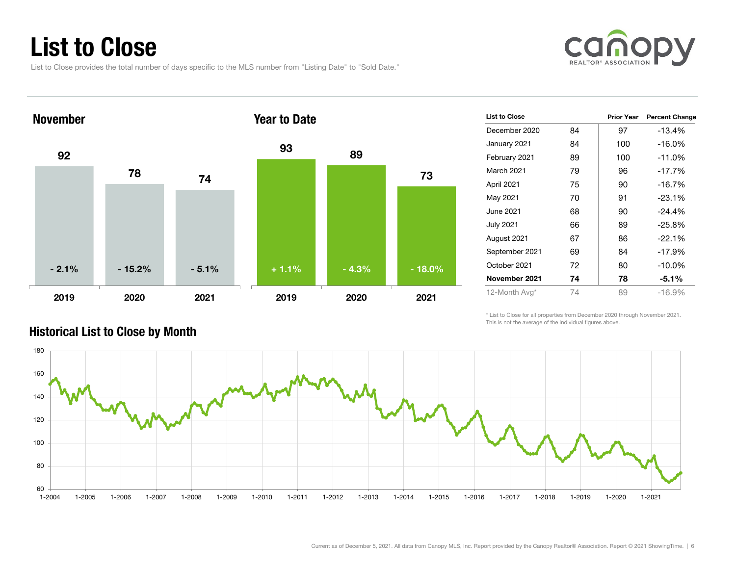# List to Close

List to Close provides the total number of days specific to the MLS number from "Listing Date" to "Sold Date."

## November

| | 2019 | 2020 | 2021 |
|---|---|---|---|
| List to Close | 92 | 78 | 74 |
| Change | - 2.1% | - 15.2% | - 5.1% |

## Year to Date

| | 2019 | 2020 | 2021 |
|---|---|---|---|
| List to Close | 93 | 89 | 73 |
| Change | + 1.1% | - 4.3% | - 18.0% |

| List to Close | | Prior Year | Percent Change |
|---|---|---|---|
| December 2020 | 84 | 97 | -13.4% |
| January 2021 | 84 | 100 | -16.0% |
| February 2021 | 89 | 100 | -11.0% |
| March 2021 | 79 | 96 | -17.7% |
| April 2021 | 75 | 90 | -16.7% |
| May 2021 | 70 | 91 | -23.1% |
| June 2021 | 68 | 90 | -24.4% |
| July 2021 | 66 | 89 | -25.8% |
| August 2021 | 67 | 86 | -22.1% |
| September 2021 | 69 | 84 | -17.9% |
| October 2021 | 72 | 80 | -10.0% |
| **November 2021** | **74** | **78** | **-5.1%** |
| 12-Month Avg* | 74 | 89 | -16.9% |

\* List to Close for all properties from December 2020 through November 2021. This is not the average of the individual figures above.

## Historical List to Close by Month

Current as of December 5, 2021. All data from Canopy MLS, Inc. Report provided by the Canopy Realtor® Association. Report © 2021 ShowingTime.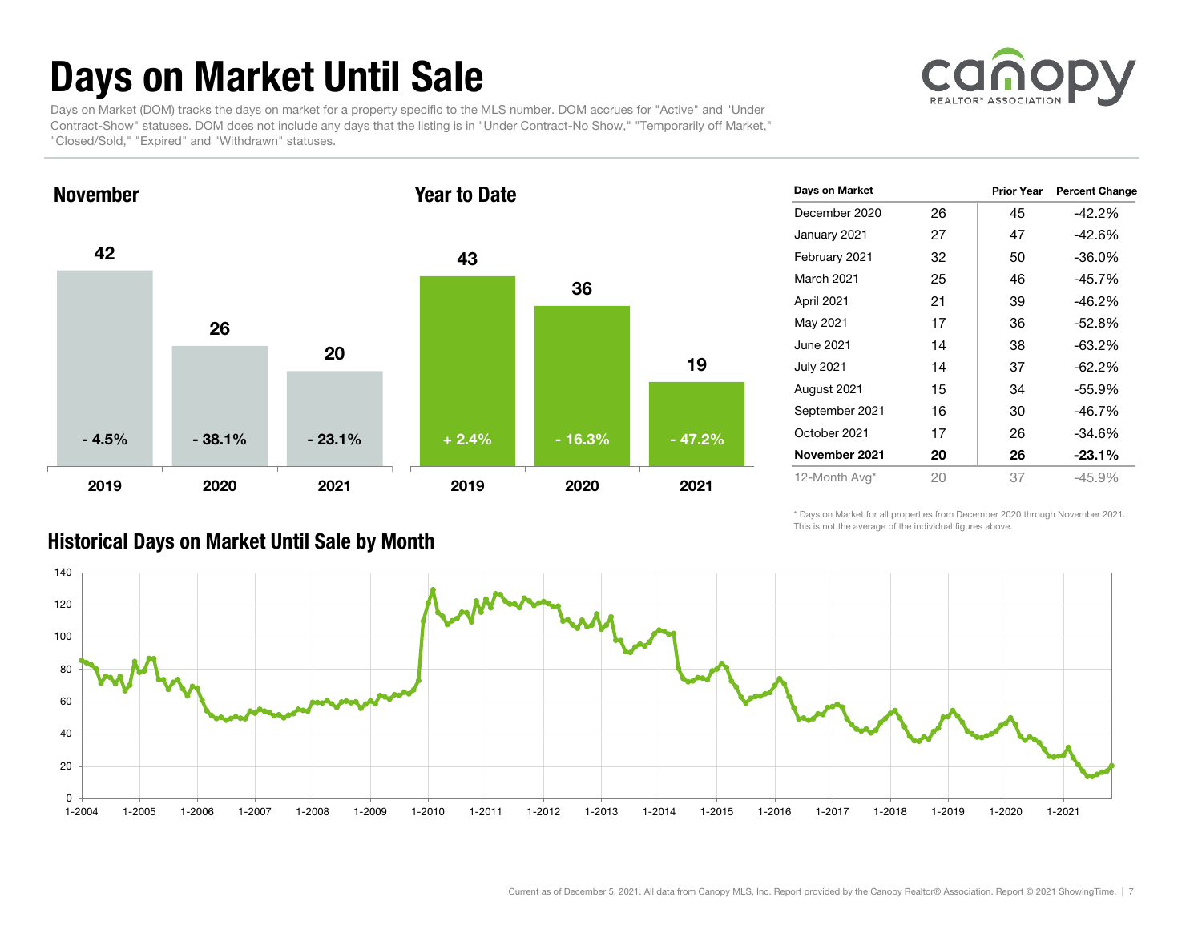# Days on Market Until Sale

Days on Market (DOM) tracks the days on market for a property specific to the MLS number. DOM accrues for "Active" and "Under Contract-Show" statuses. DOM does not include any days that the listing is in "Under Contract-No Show," "Temporarily off Market," "Closed/Sold," "Expired" and "Withdrawn" statuses.

## November

| | 2019 | 2020 | 2021 |
|---|---|---|---|
| Days on Market | 42 | 26 | 20 |
| Percent Change | - 4.5% | - 38.1% | - 23.1% |

## Year to Date

| | 2019 | 2020 | 2021 |
|---|---|---|---|
| Days on Market | 43 | 36 | 19 |
| Percent Change | + 2.4% | - 16.3% | - 47.2% |

| Days on Market | | Prior Year | Percent Change |
|---|---|---|---|
| December 2020 | 26 | 45 | -42.2% |
| January 2021 | 27 | 47 | -42.6% |
| February 2021 | 32 | 50 | -36.0% |
| March 2021 | 25 | 46 | -45.7% |
| April 2021 | 21 | 39 | -46.2% |
| May 2021 | 17 | 36 | -52.8% |
| June 2021 | 14 | 38 | -63.2% |
| July 2021 | 14 | 37 | -62.2% |
| August 2021 | 15 | 34 | -55.9% |
| September 2021 | 16 | 30 | -46.7% |
| October 2021 | 17 | 26 | -34.6% |
| **November 2021** | **20** | **26** | **-23.1%** |
| 12-Month Avg* | 20 | 37 | -45.9% |

\* Days on Market for all properties from December 2020 through November 2021. This is not the average of the individual figures above.

## Historical Days on Market Until Sale by Month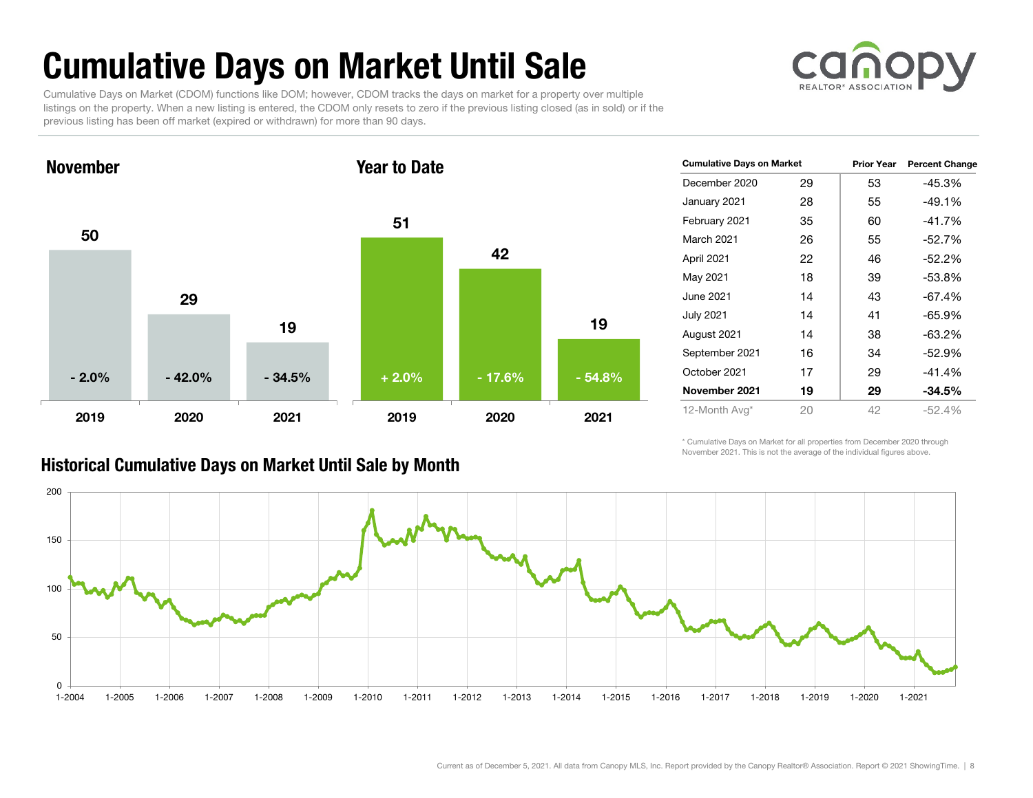# Cumulative Days on Market Until Sale

Cumulative Days on Market (CDOM) functions like DOM; however, CDOM tracks the days on market for a property over multiple listings on the property. When a new listing is entered, the CDOM only resets to zero if the previous listing closed (as in sold) or if the previous listing has been off market (expired or withdrawn) for more than 90 days.

## November

| | 2019 | 2020 | 2021 |
|---|---|---|---|
| Cumulative Days on Market | 50 | 29 | 19 |
| Percent Change | - 2.0% | - 42.0% | - 34.5% |

## Year to Date

| | 2019 | 2020 | 2021 |
|---|---|---|---|
| Cumulative Days on Market | 51 | 42 | 19 |
| Percent Change | + 2.0% | - 17.6% | - 54.8% |

| Cumulative Days on Market | | Prior Year | Percent Change |
|---|---|---|---|
| December 2020 | 29 | 53 | -45.3% |
| January 2021 | 28 | 55 | -49.1% |
| February 2021 | 35 | 60 | -41.7% |
| March 2021 | 26 | 55 | -52.7% |
| April 2021 | 22 | 46 | -52.2% |
| May 2021 | 18 | 39 | -53.8% |
| June 2021 | 14 | 43 | -67.4% |
| July 2021 | 14 | 41 | -65.9% |
| August 2021 | 14 | 38 | -63.2% |
| September 2021 | 16 | 34 | -52.9% |
| October 2021 | 17 | 29 | -41.4% |
| **November 2021** | **19** | **29** | **-34.5%** |
| 12-Month Avg* | 20 | 42 | -52.4% |

\* Cumulative Days on Market for all properties from December 2020 through November 2021. This is not the average of the individual figures above.

## Historical Cumulative Days on Market Until Sale by Month

Current as of December 5, 2021. All data from Canopy MLS, Inc. Report provided by the Canopy Realtor® Association. Report © 2021 ShowingTime.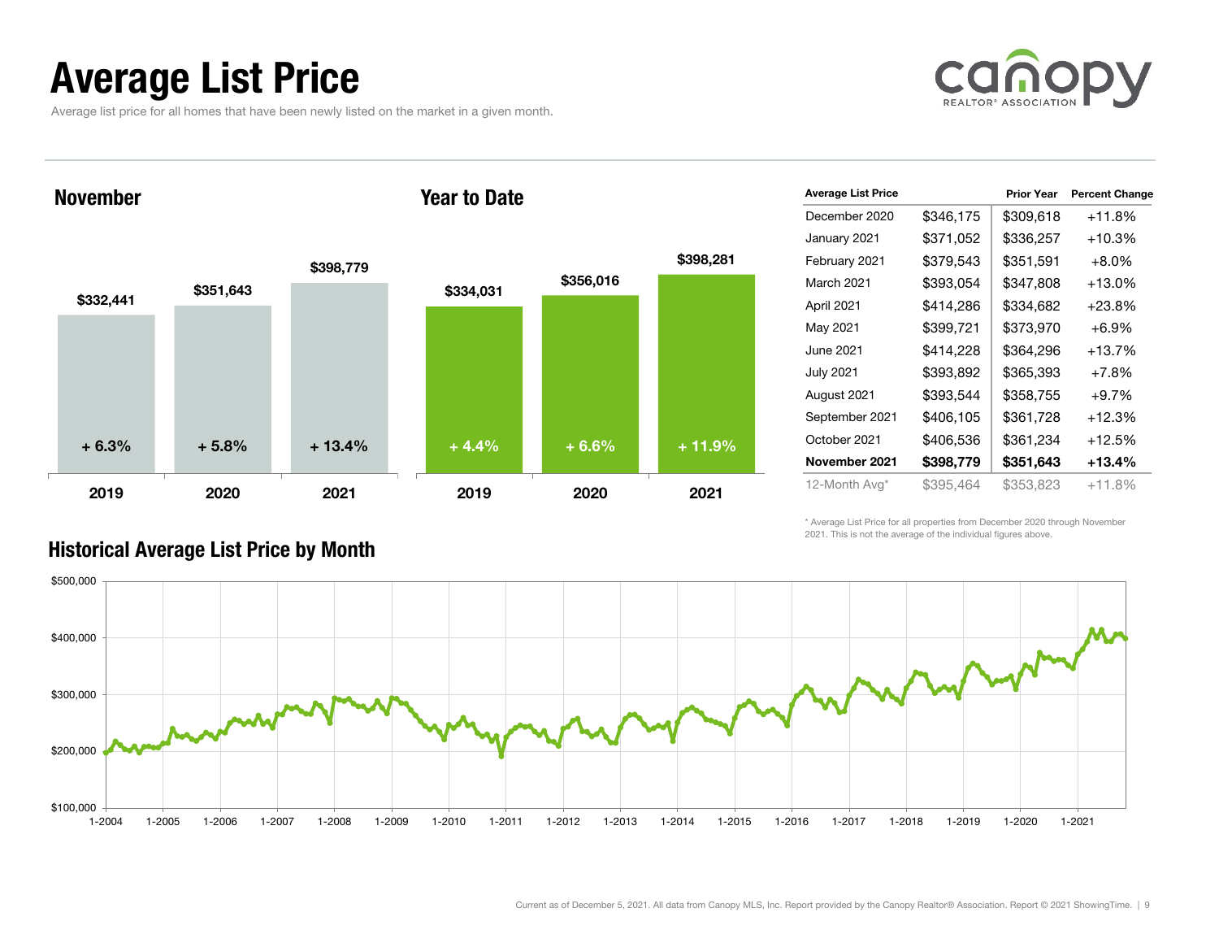# Average List Price

Average list price for all homes that have been newly listed on the market in a given month.

## November

| | 2019 | 2020 | 2021 |
|---|---|---|---|
| Average List Price | $332,441 | $351,643 | $398,779 |
| Change | + 6.3% | + 5.8% | + 13.4% |

## Year to Date

| | 2019 | 2020 | 2021 |
|---|---|---|---|
| Average List Price | $334,031 | $356,016 | $398,281 |
| Change | + 4.4% | + 6.6% | + 11.9% |

| Average List Price | | Prior Year | Percent Change |
|---|---|---|---|
| December 2020 | $346,175 | $309,618 | +11.8% |
| January 2021 | $371,052 | $336,257 | +10.3% |
| February 2021 | $379,543 | $351,591 | +8.0% |
| March 2021 | $393,054 | $347,808 | +13.0% |
| April 2021 | $414,286 | $334,682 | +23.8% |
| May 2021 | $399,721 | $373,970 | +6.9% |
| June 2021 | $414,228 | $364,296 | +13.7% |
| July 2021 | $393,892 | $365,393 | +7.8% |
| August 2021 | $393,544 | $358,755 | +9.7% |
| September 2021 | $406,105 | $361,728 | +12.3% |
| October 2021 | $406,536 | $361,234 | +12.5% |
| **November 2021** | **$398,779** | **$351,643** | **+13.4%** |
| 12-Month Avg* | $395,464 | $353,823 | +11.8% |

* Average List Price for all properties from December 2020 through November 2021. This is not the average of the individual figures above.

## Historical Average List Price by Month

Current as of December 5, 2021. All data from Canopy MLS, Inc. Report provided by the Canopy Realtor® Association. Report © 2021 ShowingTime.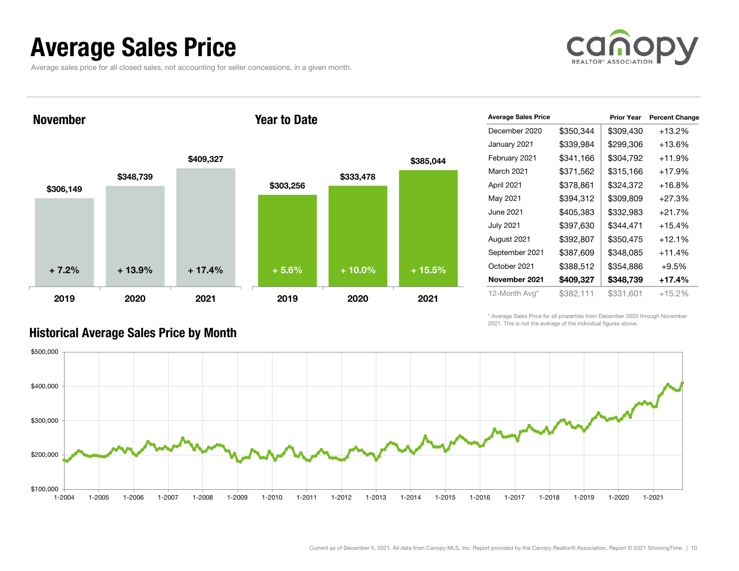# Average Sales Price

Average sales price for all closed sales, not accounting for seller concessions, in a given month.

## November

| Year | Average Sales Price | Change |
|---|---|---|
| 2019 | $306,149 | + 7.2% |
| 2020 | $348,739 | + 13.9% |
| 2021 | $409,327 | + 17.4% |

## Year to Date

| Year | Average Sales Price | Change |
|---|---|---|
| 2019 | $303,256 | + 5.6% |
| 2020 | $333,478 | + 10.0% |
| 2021 | $385,044 | + 15.5% |

| Average Sales Price | | Prior Year | Percent Change |
|---|---|---|---|
| December 2020 | $350,344 | $309,430 | +13.2% |
| January 2021 | $339,984 | $299,306 | +13.6% |
| February 2021 | $341,166 | $304,792 | +11.9% |
| March 2021 | $371,562 | $315,166 | +17.9% |
| April 2021 | $378,861 | $324,372 | +16.8% |
| May 2021 | $394,312 | $309,809 | +27.3% |
| June 2021 | $405,383 | $332,983 | +21.7% |
| July 2021 | $397,630 | $344,471 | +15.4% |
| August 2021 | $392,807 | $350,475 | +12.1% |
| September 2021 | $387,609 | $348,085 | +11.4% |
| October 2021 | $388,512 | $354,886 | +9.5% |
| **November 2021** | **$409,327** | **$348,739** | **+17.4%** |
| 12-Month Avg* | $382,111 | $331,601 | +15.2% |

\* Average Sales Price for all properties from December 2020 through November 2021. This is not the average of the individual figures above.

## Historical Average Sales Price by Month

Current as of December 5, 2021. All data from Canopy MLS, Inc. Report provided by the Canopy Realtor® Association. Report © 2021 ShowingTime.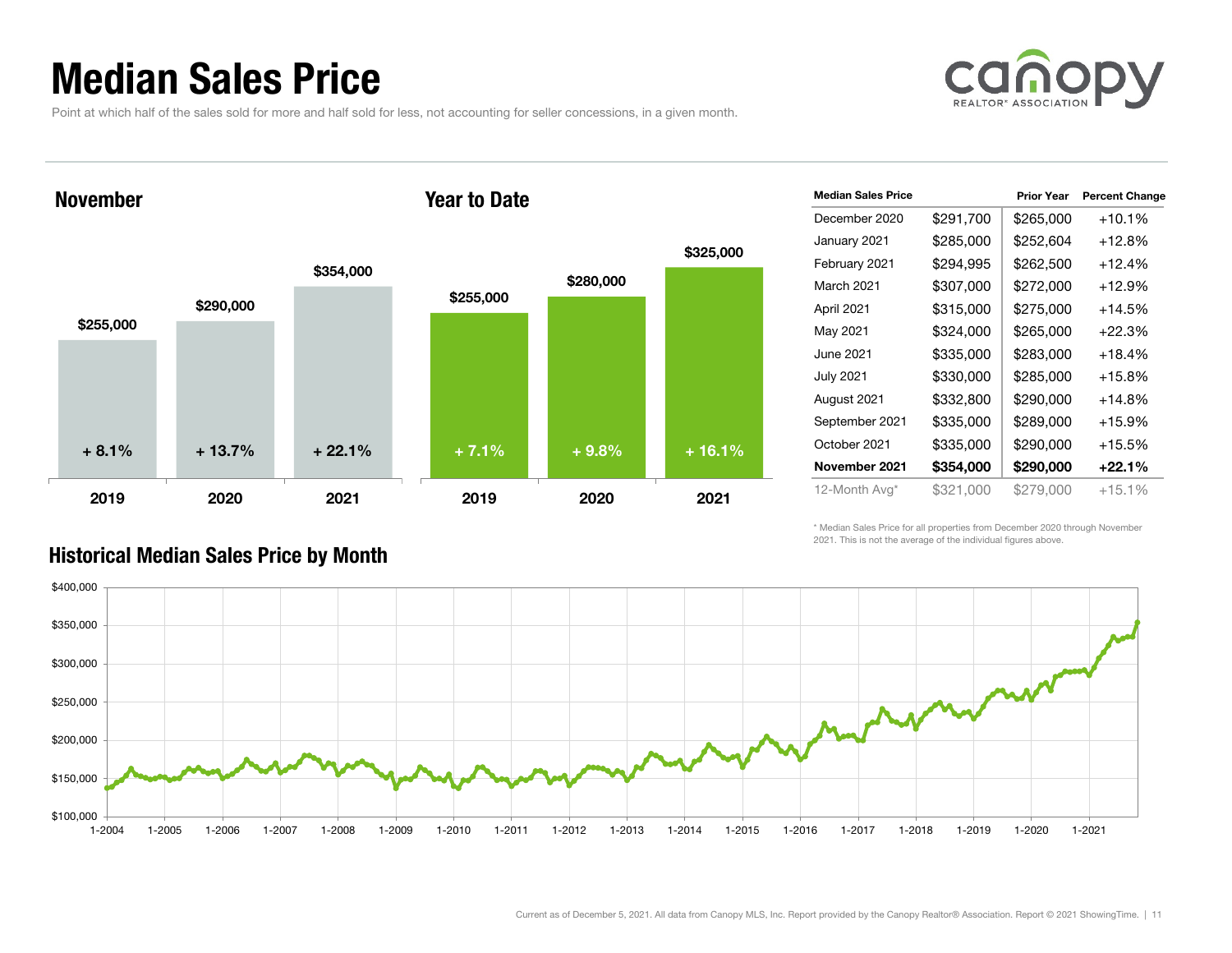# Median Sales Price

Point at which half of the sales sold for more and half sold for less, not accounting for seller concessions, in a given month.

## November

| | 2019 | 2020 | 2021 |
|---|---|---|---|
| Median Sales Price | $255,000 | $290,000 | $354,000 |
| Change | + 8.1% | + 13.7% | + 22.1% |

## Year to Date

| | 2019 | 2020 | 2021 |
|---|---|---|---|
| Median Sales Price | $255,000 | $280,000 | $325,000 |
| Change | + 7.1% | + 9.8% | + 16.1% |

| Median Sales Price | | Prior Year | Percent Change |
|---|---|---|---|
| December 2020 | $291,700 | $265,000 | +10.1% |
| January 2021 | $285,000 | $252,604 | +12.8% |
| February 2021 | $294,995 | $262,500 | +12.4% |
| March 2021 | $307,000 | $272,000 | +12.9% |
| April 2021 | $315,000 | $275,000 | +14.5% |
| May 2021 | $324,000 | $265,000 | +22.3% |
| June 2021 | $335,000 | $283,000 | +18.4% |
| July 2021 | $330,000 | $285,000 | +15.8% |
| August 2021 | $332,800 | $290,000 | +14.8% |
| September 2021 | $335,000 | $289,000 | +15.9% |
| October 2021 | $335,000 | $290,000 | +15.5% |
| **November 2021** | **$354,000** | **$290,000** | **+22.1%** |
| 12-Month Avg* | $321,000 | $279,000 | +15.1% |

\* Median Sales Price for all properties from December 2020 through November 2021. This is not the average of the individual figures above.

## Historical Median Sales Price by Month

Current as of December 5, 2021. All data from Canopy MLS, Inc. Report provided by the Canopy Realtor® Association. Report © 2021 ShowingTime.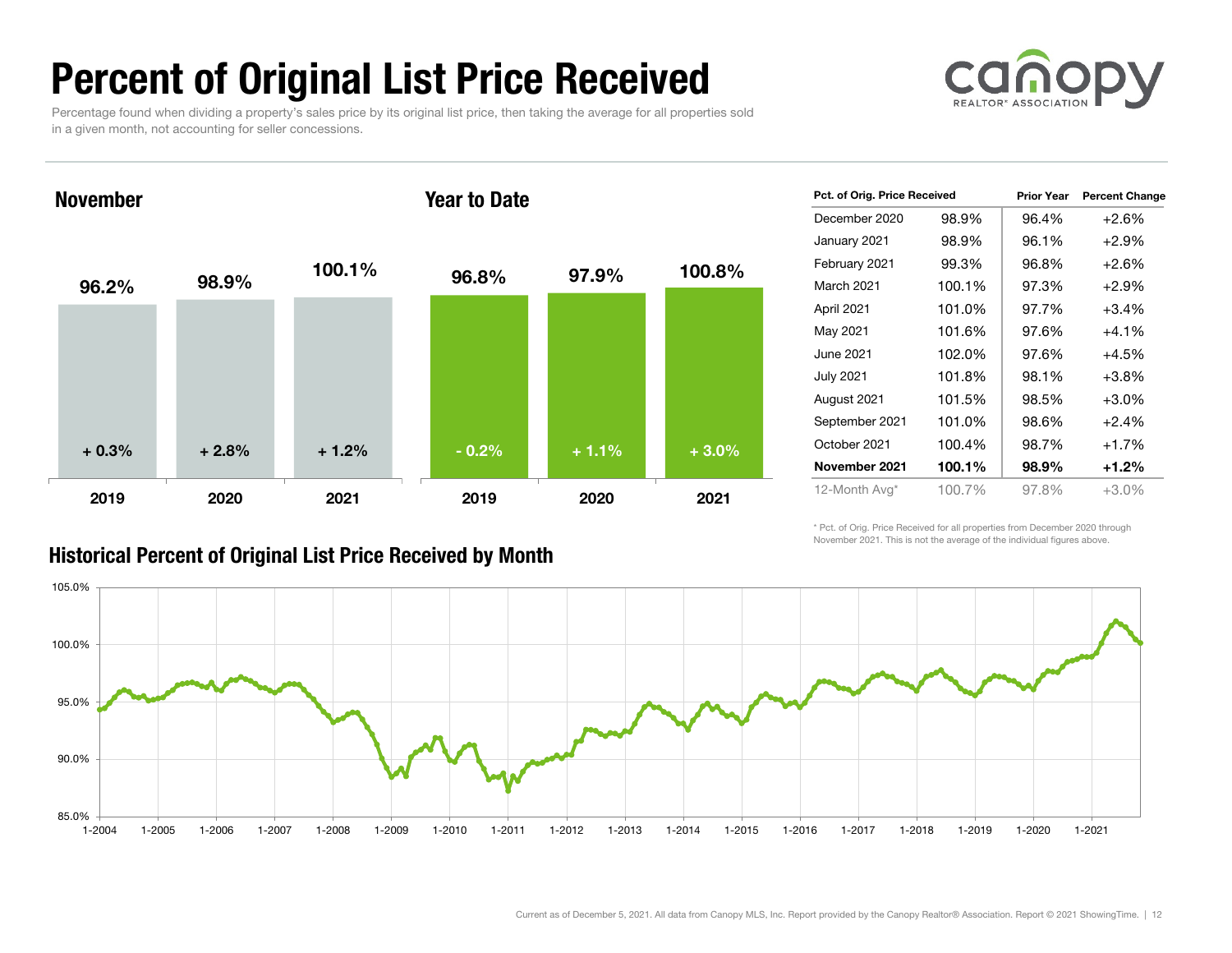# Percent of Original List Price Received

Percentage found when dividing a property's sales price by its original list price, then taking the average for all properties sold in a given month, not accounting for seller concessions.

## November

| Year | Pct. of Orig. Price Received | Change |
|---|---|---|
| 2019 | 96.2% | + 0.3% |
| 2020 | 98.9% | + 2.8% |
| 2021 | 100.1% | + 1.2% |

## Year to Date

| Year | Pct. of Orig. Price Received | Change |
|---|---|---|
| 2019 | 96.8% | - 0.2% |
| 2020 | 97.9% | + 1.1% |
| 2021 | 100.8% | + 3.0% |

| Pct. of Orig. Price Received | | Prior Year | Percent Change |
|---|---|---|---|
| December 2020 | 98.9% | 96.4% | +2.6% |
| January 2021 | 98.9% | 96.1% | +2.9% |
| February 2021 | 99.3% | 96.8% | +2.6% |
| March 2021 | 100.1% | 97.3% | +2.9% |
| April 2021 | 101.0% | 97.7% | +3.4% |
| May 2021 | 101.6% | 97.6% | +4.1% |
| June 2021 | 102.0% | 97.6% | +4.5% |
| July 2021 | 101.8% | 98.1% | +3.8% |
| August 2021 | 101.5% | 98.5% | +3.0% |
| September 2021 | 101.0% | 98.6% | +2.4% |
| October 2021 | 100.4% | 98.7% | +1.7% |
| **November 2021** | **100.1%** | **98.9%** | **+1.2%** |
| 12-Month Avg* | 100.7% | 97.8% | +3.0% |

\* Pct. of Orig. Price Received for all properties from December 2020 through November 2021. This is not the average of the individual figures above.

## Historical Percent of Original List Price Received by Month

Current as of December 5, 2021. All data from Canopy MLS, Inc. Report provided by the Canopy Realtor® Association. Report © 2021 ShowingTime.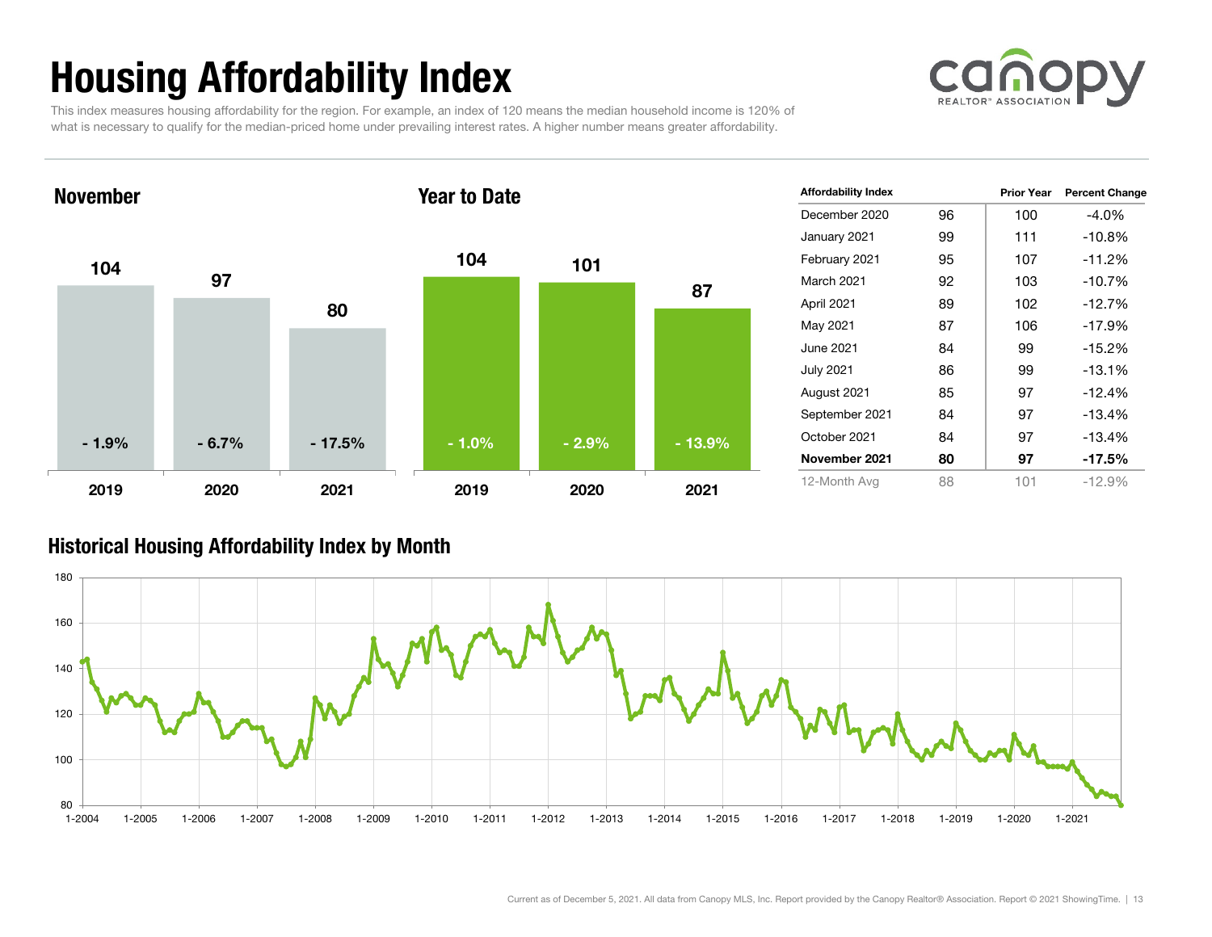# Housing Affordability Index

This index measures housing affordability for the region. For example, an index of 120 means the median household income is 120% of what is necessary to qualify for the median-priced home under prevailing interest rates. A higher number means greater affordability.

## November

| Year | Index | Change |
|---|---|---|
| 2019 | 104 | - 1.9% |
| 2020 | 97 | - 6.7% |
| 2021 | 80 | - 17.5% |

## Year to Date

| Year | Index | Change |
|---|---|---|
| 2019 | 104 | - 1.0% |
| 2020 | 101 | - 2.9% |
| 2021 | 87 | - 13.9% |

| Affordability Index | | Prior Year | Percent Change |
|---|---|---|---|
| December 2020 | 96 | 100 | -4.0% |
| January 2021 | 99 | 111 | -10.8% |
| February 2021 | 95 | 107 | -11.2% |
| March 2021 | 92 | 103 | -10.7% |
| April 2021 | 89 | 102 | -12.7% |
| May 2021 | 87 | 106 | -17.9% |
| June 2021 | 84 | 99 | -15.2% |
| July 2021 | 86 | 99 | -13.1% |
| August 2021 | 85 | 97 | -12.4% |
| September 2021 | 84 | 97 | -13.4% |
| October 2021 | 84 | 97 | -13.4% |
| **November 2021** | **80** | **97** | **-17.5%** |
| 12-Month Avg | 88 | 101 | -12.9% |

## Historical Housing Affordability Index by Month

Current as of December 5, 2021. All data from Canopy MLS, Inc. Report provided by the Canopy Realtor® Association. Report © 2021 ShowingTime.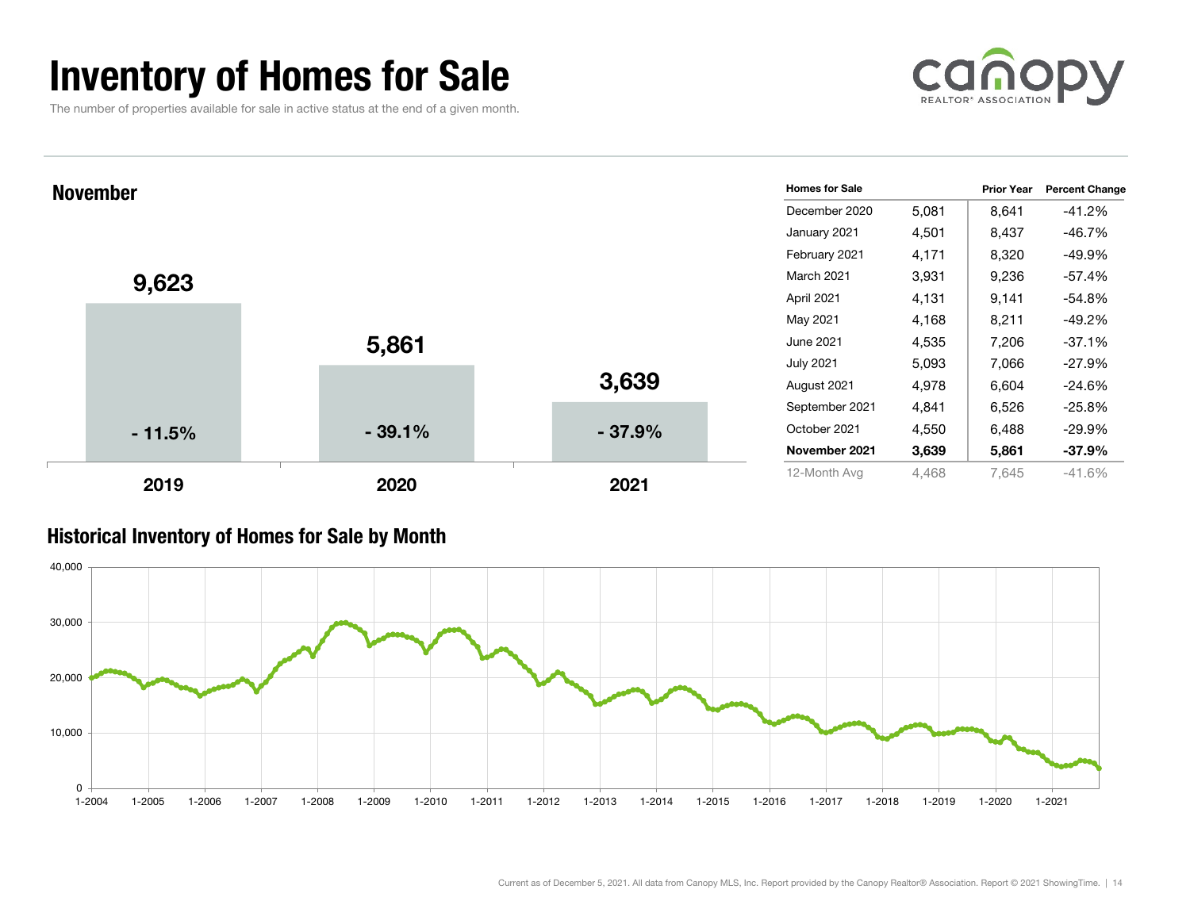# Inventory of Homes for Sale

The number of properties available for sale in active status at the end of a given month.

## November

| Year | Homes for Sale | Change |
|---|---|---|
| 2019 | 9,623 | - 11.5% |
| 2020 | 5,861 | - 39.1% |
| 2021 | 3,639 | - 37.9% |

| Homes for Sale | | Prior Year | Percent Change |
|---|---|---|---|
| December 2020 | 5,081 | 8,641 | -41.2% |
| January 2021 | 4,501 | 8,437 | -46.7% |
| February 2021 | 4,171 | 8,320 | -49.9% |
| March 2021 | 3,931 | 9,236 | -57.4% |
| April 2021 | 4,131 | 9,141 | -54.8% |
| May 2021 | 4,168 | 8,211 | -49.2% |
| June 2021 | 4,535 | 7,206 | -37.1% |
| July 2021 | 5,093 | 7,066 | -27.9% |
| August 2021 | 4,978 | 6,604 | -24.6% |
| September 2021 | 4,841 | 6,526 | -25.8% |
| October 2021 | 4,550 | 6,488 | -29.9% |
| **November 2021** | **3,639** | **5,861** | **-37.9%** |
| 12-Month Avg | 4,468 | 7,645 | -41.6% |

## Historical Inventory of Homes for Sale by Month

Current as of December 5, 2021. All data from Canopy MLS, Inc. Report provided by the Canopy Realtor® Association. Report © 2021 ShowingTime.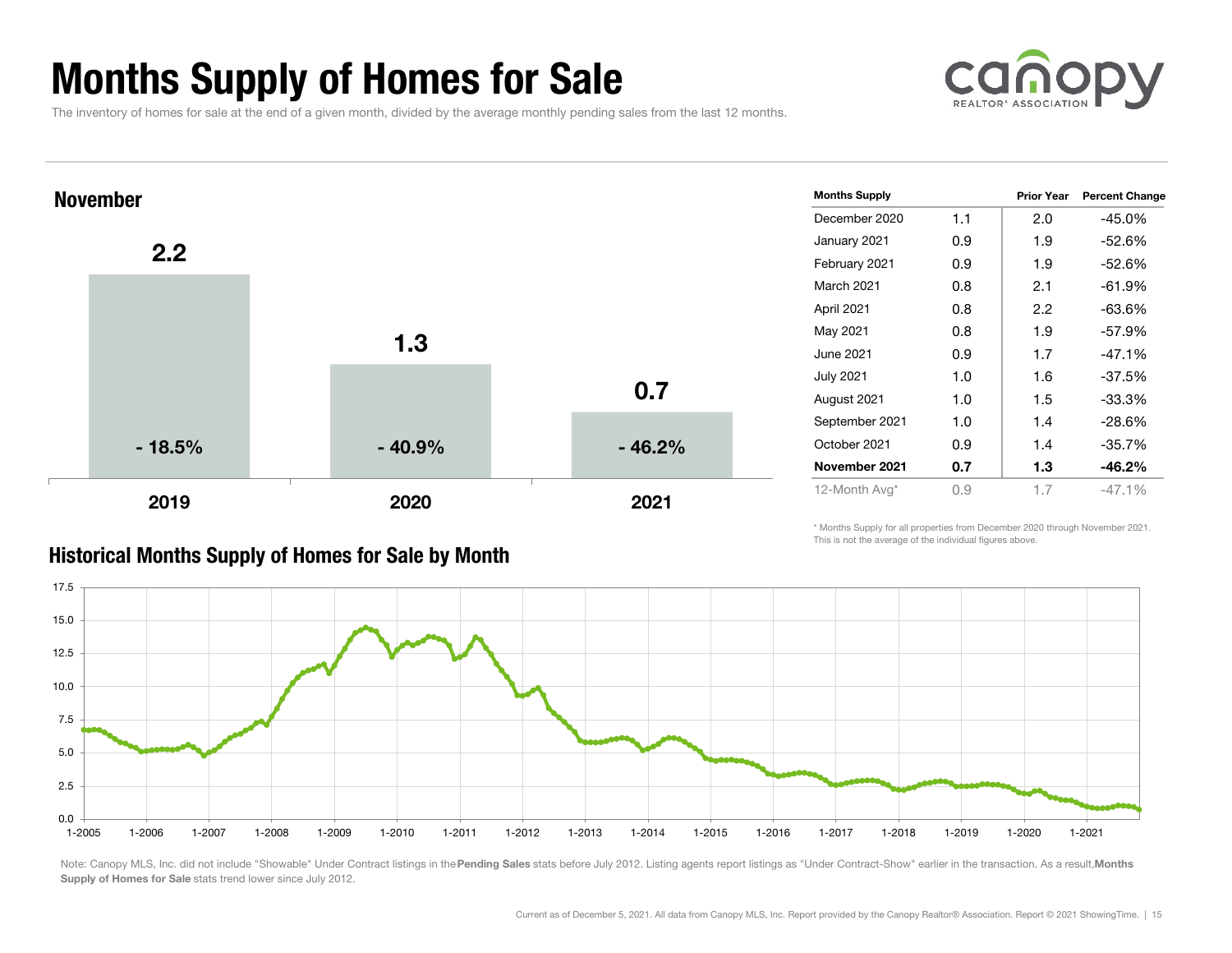# Months Supply of Homes for Sale

The inventory of homes for sale at the end of a given month, divided by the average monthly pending sales from the last 12 months.

canopy
REALTOR® ASSOCIATION

## November

2.2
- 18.5%
2019

1.3
- 40.9%
2020

0.7
- 46.2%
2021

| Months Supply | | Prior Year | Percent Change |
|---|---|---|---|
| December 2020 | 1.1 | 2.0 | -45.0% |
| January 2021 | 0.9 | 1.9 | -52.6% |
| February 2021 | 0.9 | 1.9 | -52.6% |
| March 2021 | 0.8 | 2.1 | -61.9% |
| April 2021 | 0.8 | 2.2 | -63.6% |
| May 2021 | 0.8 | 1.9 | -57.9% |
| June 2021 | 0.9 | 1.7 | -47.1% |
| July 2021 | 1.0 | 1.6 | -37.5% |
| August 2021 | 1.0 | 1.5 | -33.3% |
| September 2021 | 1.0 | 1.4 | -28.6% |
| October 2021 | 0.9 | 1.4 | -35.7% |
| **November 2021** | **0.7** | **1.3** | **-46.2%** |
| 12-Month Avg* | 0.9 | 1.7 | -47.1% |

\* Months Supply for all properties from December 2020 through November 2021. This is not the average of the individual figures above.

## Historical Months Supply of Homes for Sale by Month

17.5
15.0
12.5
10.0
7.5
5.0
2.5
0.0

1-2005, 1-2006, 1-2007, 1-2008, 1-2009, 1-2010, 1-2011, 1-2012, 1-2013, 1-2014, 1-2015, 1-2016, 1-2017, 1-2018, 1-2019, 1-2020, 1-2021

Note: Canopy MLS, Inc. did not include "Showable" Under Contract listings in the **Pending Sales** stats before July 2012. Listing agents report listings as "Under Contract-Show" earlier in the transaction. As a result, **Months Supply of Homes for Sale** stats trend lower since July 2012.

Current as of December 5, 2021. All data from Canopy MLS, Inc. Report provided by the Canopy Realtor® Association. Report © 2021 ShowingTime.